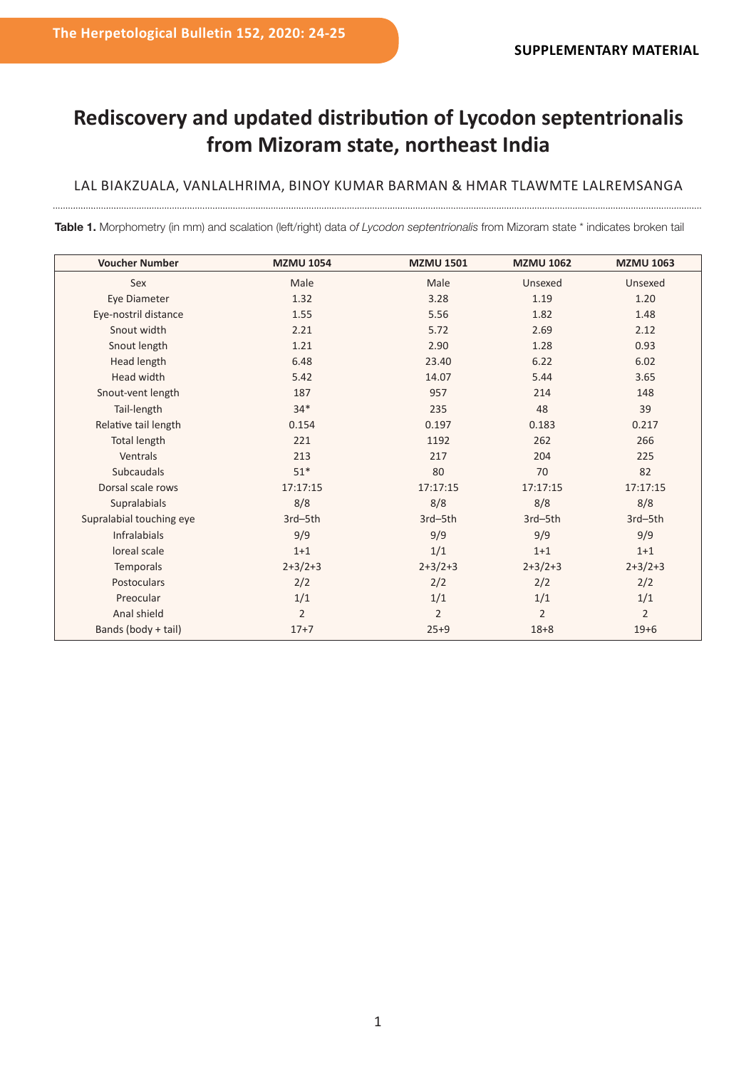SUPPLEMENTARY MATERIAL

# Rediscovery and updated distribution of Lycodon septentrionalis from Mizoram state, northeast India

LAL BIAKZUALA, VANLALHRIMA, BINOY KUMAR BARMAN & HMAR TLAWMTE LALREMSANGA

**Table 1.** Morphometry (in mm) and scalation (left/right) data of *Lycodon septentrionalis* from Mizoram state * indicates broken tail

| Voucher Number | MZMU 1054 | MZMU 1501 | MZMU 1062 | MZMU 1063 |
|---|---|---|---|---|
| Sex | Male | Male | Unsexed | Unsexed |
| Eye Diameter | 1.32 | 3.28 | 1.19 | 1.20 |
| Eye-nostril distance | 1.55 | 5.56 | 1.82 | 1.48 |
| Snout width | 2.21 | 5.72 | 2.69 | 2.12 |
| Snout length | 1.21 | 2.90 | 1.28 | 0.93 |
| Head length | 6.48 | 23.40 | 6.22 | 6.02 |
| Head width | 5.42 | 14.07 | 5.44 | 3.65 |
| Snout-vent length | 187 | 957 | 214 | 148 |
| Tail-length | 34* | 235 | 48 | 39 |
| Relative tail length | 0.154 | 0.197 | 0.183 | 0.217 |
| Total length | 221 | 1192 | 262 | 266 |
| Ventrals | 213 | 217 | 204 | 225 |
| Subcaudals | 51* | 80 | 70 | 82 |
| Dorsal scale rows | 17:17:15 | 17:17:15 | 17:17:15 | 17:17:15 |
| Supralabials | 8/8 | 8/8 | 8/8 | 8/8 |
| Supralabial touching eye | 3rd–5th | 3rd–5th | 3rd–5th | 3rd–5th |
| Infralabials | 9/9 | 9/9 | 9/9 | 9/9 |
| loreal scale | 1+1 | 1/1 | 1+1 | 1+1 |
| Temporals | 2+3/2+3 | 2+3/2+3 | 2+3/2+3 | 2+3/2+3 |
| Postoculars | 2/2 | 2/2 | 2/2 | 2/2 |
| Preocular | 1/1 | 1/1 | 1/1 | 1/1 |
| Anal shield | 2 | 2 | 2 | 2 |
| Bands (body + tail) | 17+7 | 25+9 | 18+8 | 19+6 |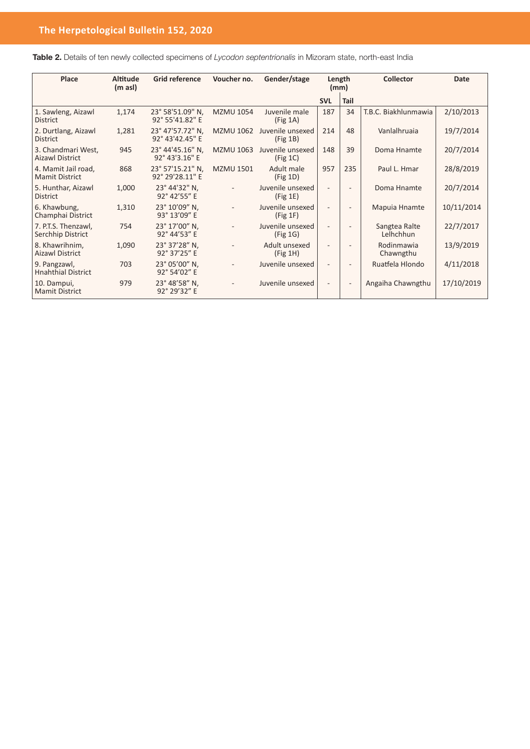**Table 2.** Details of ten newly collected specimens of *Lycodon septentrionalis* in Mizoram state, north-east India

| Place | Altitude (m asl) | Grid reference | Voucher no. | Gender/stage | Length (mm) | | Collector | Date |
|---|---|---|---|---|---|---|---|---|
| | | | | | SVL | Tail | | |
| 1. Sawleng, Aizawl District | 1,174 | 23° 58'51.09" N, 92° 55'41.82" E | MZMU 1054 | Juvenile male (Fig 1A) | 187 | 34 | T.B.C. Biakhlunmawia | 2/10/2013 |
| 2. Durtlang, Aizawl District | 1,281 | 23° 47'57.72" N, 92° 43'42.45" E | MZMU 1062 | Juvenile unsexed (Fig 1B) | 214 | 48 | Vanlalhruaia | 19/7/2014 |
| 3. Chandmari West, Aizawl District | 945 | 23° 44'45.16" N, 92° 43'3.16" E | MZMU 1063 | Juvenile unsexed (Fig 1C) | 148 | 39 | Doma Hnamte | 20/7/2014 |
| 4. Mamit Jail road, Mamit District | 868 | 23° 57'15.21" N, 92° 29'28.11" E | MZMU 1501 | Adult male (Fig 1D) | 957 | 235 | Paul L. Hmar | 28/8/2019 |
| 5. Hunthar, Aizawl District | 1,000 | 23° 44'32" N, 92° 42'55" E | - | Juvenile unsexed (Fig 1E) | - | - | Doma Hnamte | 20/7/2014 |
| 6. Khawbung, Champhai District | 1,310 | 23° 10'09" N, 93° 13'09" E | - | Juvenile unsexed (Fig 1F) | - | - | Mapuia Hnamte | 10/11/2014 |
| 7. P.T.S. Thenzawl, Serchhip District | 754 | 23° 17'00" N, 92° 44'53" E | - | Juvenile unsexed (Fig 1G) | - | - | Sangtea Ralte Lelhchhun | 22/7/2017 |
| 8. Khawrihnim, Aizawl District | 1,090 | 23° 37'28" N, 92° 37'25" E | - | Adult unsexed (Fig 1H) | - | - | Rodinmawia Chawngthu | 13/9/2019 |
| 9. Pangzawl, Hnahthial District | 703 | 23° 05'00" N, 92° 54'02" E | - | Juvenile unsexed | - | - | Ruatfela Hlondo | 4/11/2018 |
| 10. Dampui, Mamit District | 979 | 23° 48'58" N, 92° 29'32" E | - | Juvenile unsexed | - | - | Angaiha Chawngthu | 17/10/2019 |